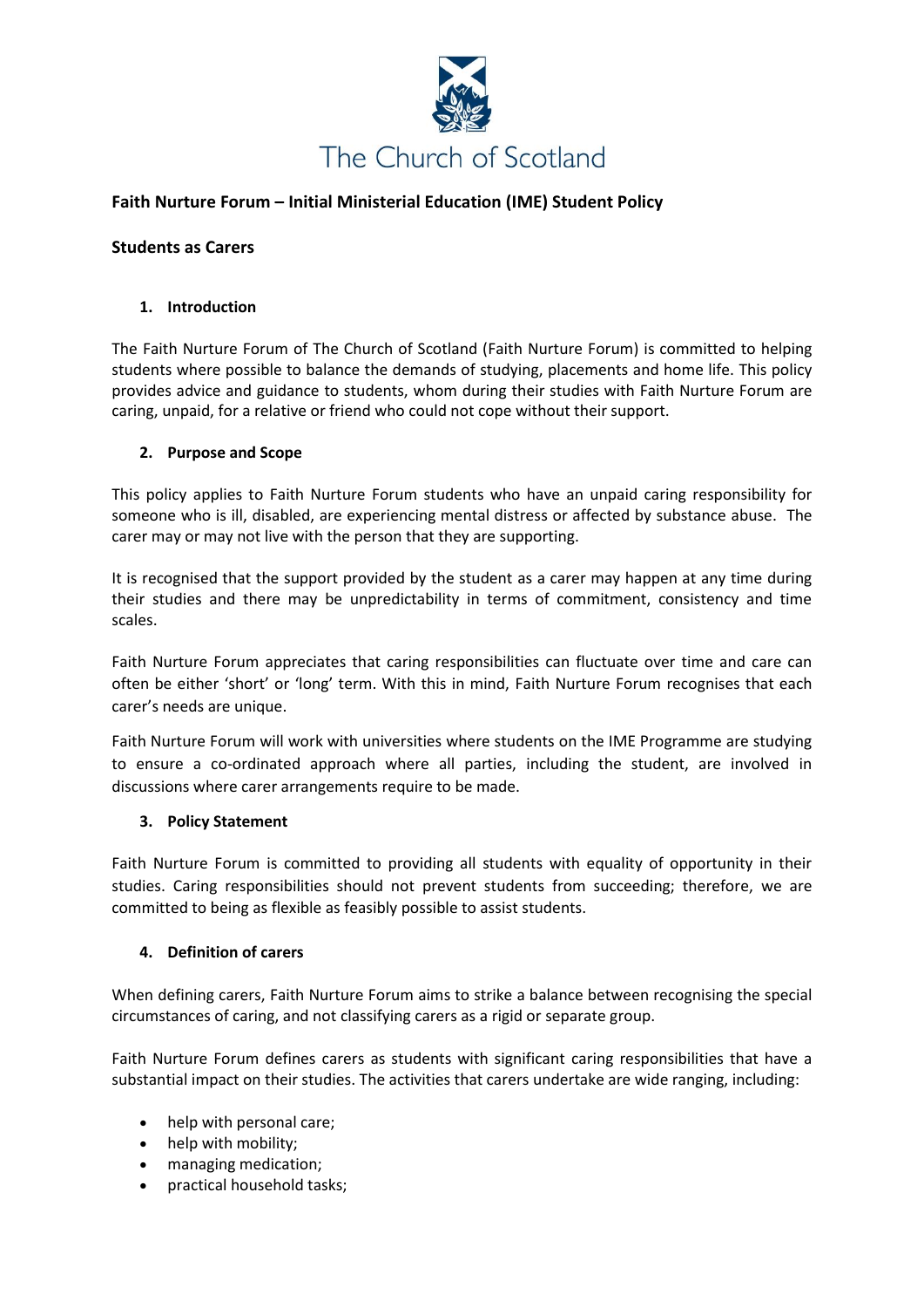The Church of Scotland

**Faith Nurture Forum – Initial Ministerial Education (IME) Student Policy**

**Students as Carers**

## 1. Introduction

The Faith Nurture Forum of The Church of Scotland (Faith Nurture Forum) is committed to helping students where possible to balance the demands of studying, placements and home life. This policy provides advice and guidance to students, whom during their studies with Faith Nurture Forum are caring, unpaid, for a relative or friend who could not cope without their support.

## 2. Purpose and Scope

This policy applies to Faith Nurture Forum students who have an unpaid caring responsibility for someone who is ill, disabled, are experiencing mental distress or affected by substance abuse. The carer may or may not live with the person that they are supporting.

It is recognised that the support provided by the student as a carer may happen at any time during their studies and there may be unpredictability in terms of commitment, consistency and time scales.

Faith Nurture Forum appreciates that caring responsibilities can fluctuate over time and care can often be either 'short' or 'long' term. With this in mind, Faith Nurture Forum recognises that each carer's needs are unique.

Faith Nurture Forum will work with universities where students on the IME Programme are studying to ensure a co-ordinated approach where all parties, including the student, are involved in discussions where carer arrangements require to be made.

## 3. Policy Statement

Faith Nurture Forum is committed to providing all students with equality of opportunity in their studies. Caring responsibilities should not prevent students from succeeding; therefore, we are committed to being as flexible as feasibly possible to assist students.

## 4. Definition of carers

When defining carers, Faith Nurture Forum aims to strike a balance between recognising the special circumstances of caring, and not classifying carers as a rigid or separate group.

Faith Nurture Forum defines carers as students with significant caring responsibilities that have a substantial impact on their studies. The activities that carers undertake are wide ranging, including:

- help with personal care;
- help with mobility;
- managing medication;
- practical household tasks;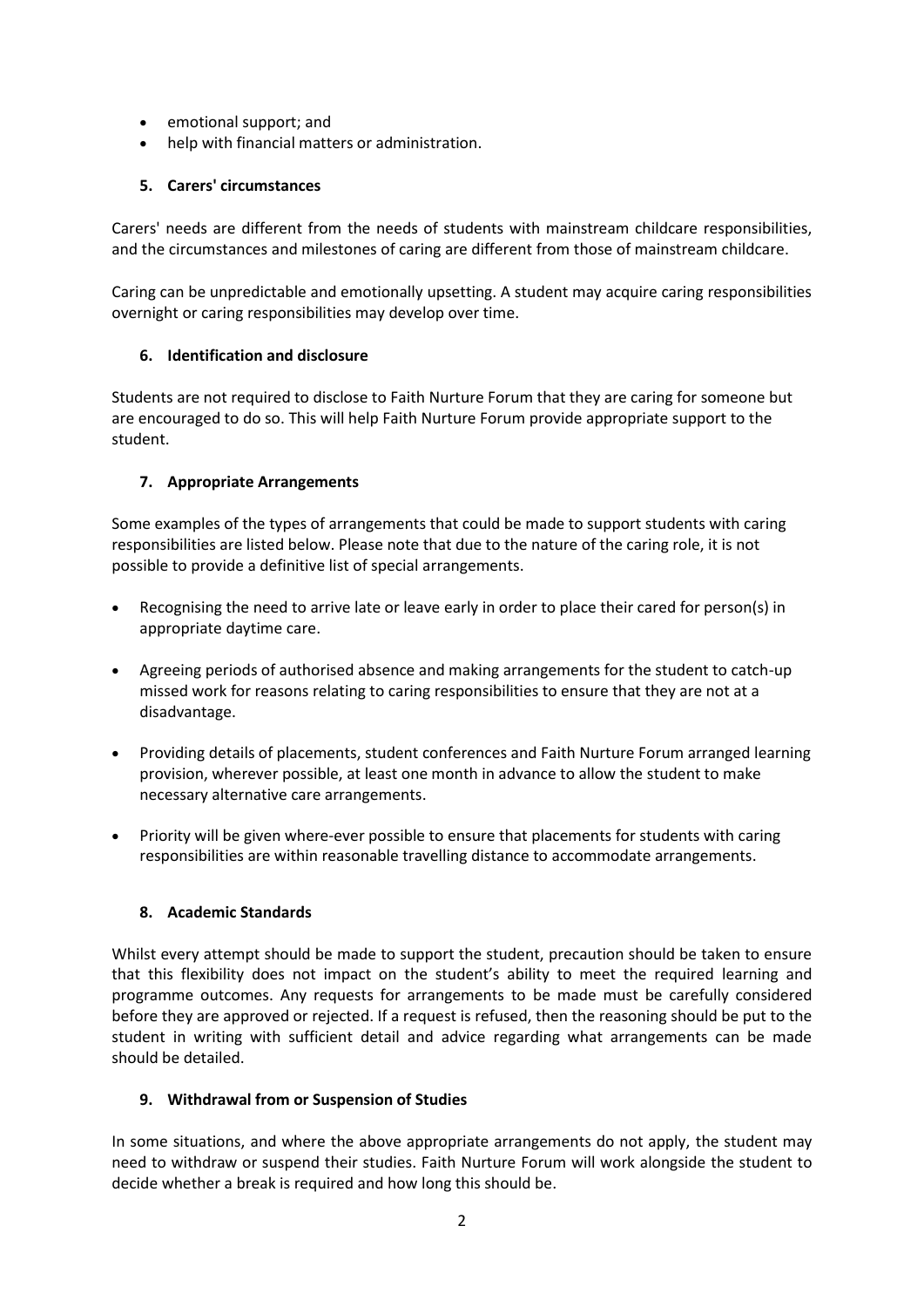- emotional support; and
- help with financial matters or administration.

## 5. Carers' circumstances

Carers' needs are different from the needs of students with mainstream childcare responsibilities, and the circumstances and milestones of caring are different from those of mainstream childcare.

Caring can be unpredictable and emotionally upsetting. A student may acquire caring responsibilities overnight or caring responsibilities may develop over time.

## 6. Identification and disclosure

Students are not required to disclose to Faith Nurture Forum that they are caring for someone but are encouraged to do so. This will help Faith Nurture Forum provide appropriate support to the student.

## 7. Appropriate Arrangements

Some examples of the types of arrangements that could be made to support students with caring responsibilities are listed below. Please note that due to the nature of the caring role, it is not possible to provide a definitive list of special arrangements.

- Recognising the need to arrive late or leave early in order to place their cared for person(s) in appropriate daytime care.
- Agreeing periods of authorised absence and making arrangements for the student to catch-up missed work for reasons relating to caring responsibilities to ensure that they are not at a disadvantage.
- Providing details of placements, student conferences and Faith Nurture Forum arranged learning provision, wherever possible, at least one month in advance to allow the student to make necessary alternative care arrangements.
- Priority will be given where-ever possible to ensure that placements for students with caring responsibilities are within reasonable travelling distance to accommodate arrangements.

## 8. Academic Standards

Whilst every attempt should be made to support the student, precaution should be taken to ensure that this flexibility does not impact on the student's ability to meet the required learning and programme outcomes. Any requests for arrangements to be made must be carefully considered before they are approved or rejected. If a request is refused, then the reasoning should be put to the student in writing with sufficient detail and advice regarding what arrangements can be made should be detailed.

## 9. Withdrawal from or Suspension of Studies

In some situations, and where the above appropriate arrangements do not apply, the student may need to withdraw or suspend their studies. Faith Nurture Forum will work alongside the student to decide whether a break is required and how long this should be.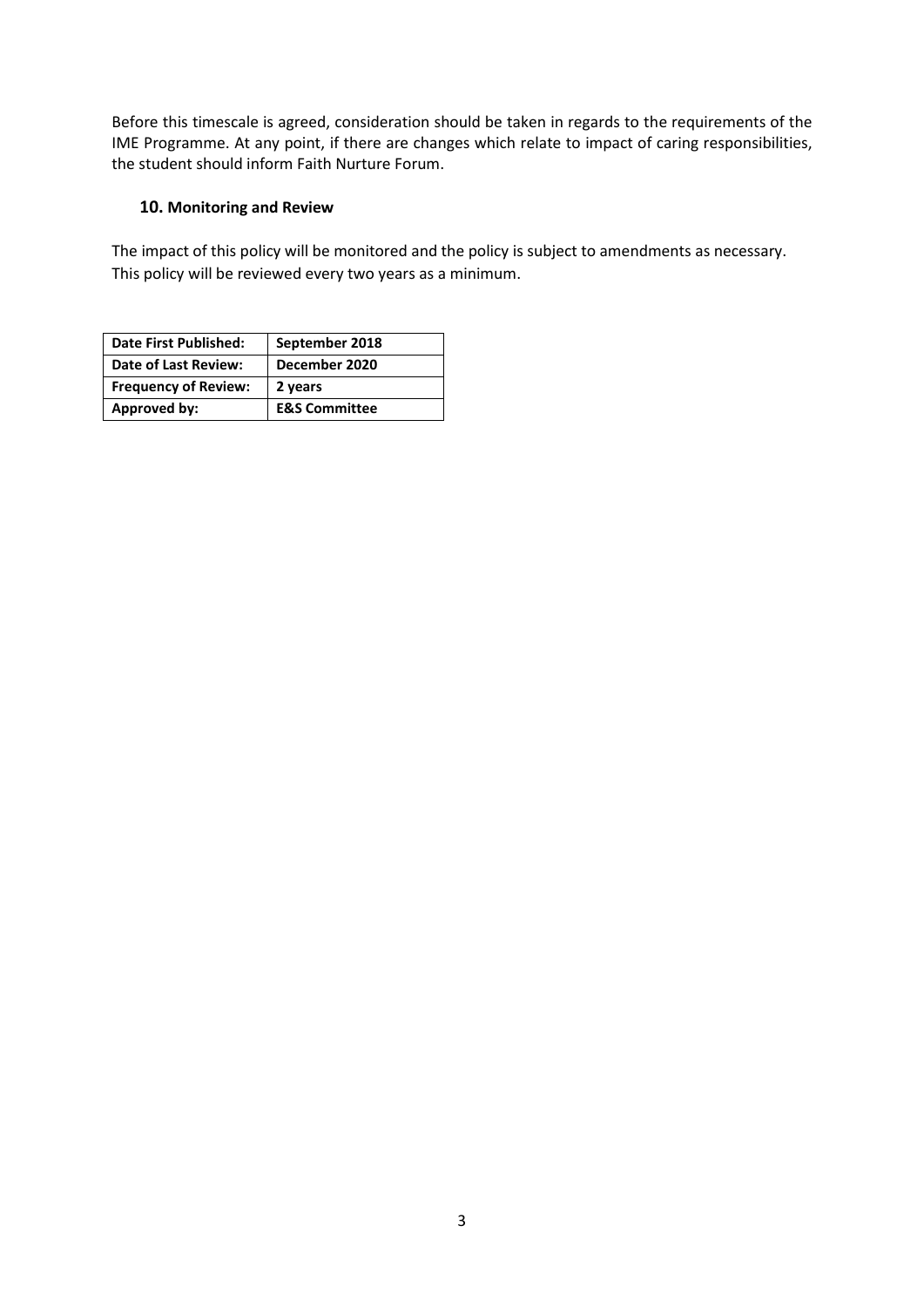Before this timescale is agreed, consideration should be taken in regards to the requirements of the IME Programme. At any point, if there are changes which relate to impact of caring responsibilities, the student should inform Faith Nurture Forum.

## 10. Monitoring and Review

The impact of this policy will be monitored and the policy is subject to amendments as necessary. This policy will be reviewed every two years as a minimum.

| | |
|---|---|
| **Date First Published:** | **September 2018** |
| **Date of Last Review:** | **December 2020** |
| **Frequency of Review:** | **2 years** |
| **Approved by:** | **E&S Committee** |